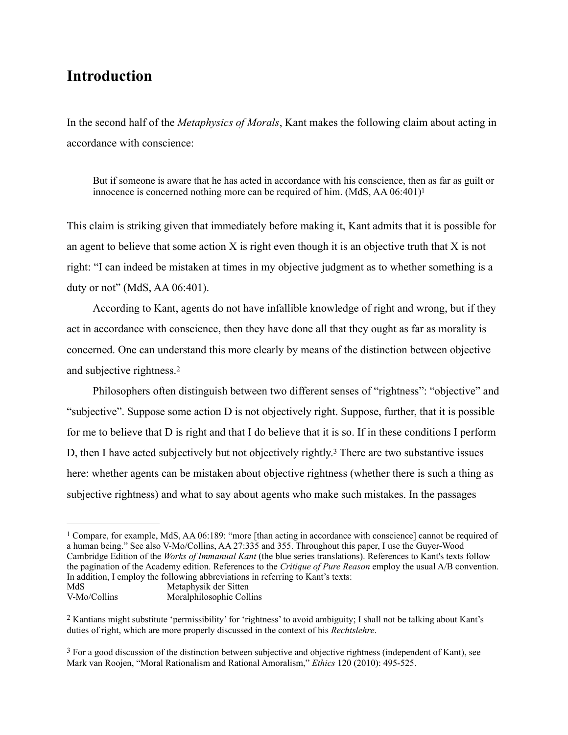# Introduction

In the second half of the *Metaphysics of Morals*, Kant makes the following claim about acting in accordance with conscience:

> But if someone is aware that he has acted in accordance with his conscience, then as far as guilt or innocence is concerned nothing more can be required of him. (MdS, AA 06:401)[1]

This claim is striking given that immediately before making it, Kant admits that it is possible for an agent to believe that some action X is right even though it is an objective truth that X is not right: "I can indeed be mistaken at times in my objective judgment as to whether something is a duty or not" (MdS, AA 06:401).

According to Kant, agents do not have infallible knowledge of right and wrong, but if they act in accordance with conscience, then they have done all that they ought as far as morality is concerned. One can understand this more clearly by means of the distinction between objective and subjective rightness.[2]

Philosophers often distinguish between two different senses of "rightness": "objective" and "subjective". Suppose some action D is not objectively right. Suppose, further, that it is possible for me to believe that D is right and that I do believe that it is so. If in these conditions I perform D, then I have acted subjectively but not objectively rightly.[3] There are two substantive issues here: whether agents can be mistaken about objective rightness (whether there is such a thing as subjective rightness) and what to say about agents who make such mistakes. In the passages

---

[1] Compare, for example, MdS, AA 06:189: "more [than acting in accordance with conscience] cannot be required of a human being." See also V-Mo/Collins, AA 27:335 and 355. Throughout this paper, I use the Guyer-Wood Cambridge Edition of the *Works of Immanual Kant* (the blue series translations). References to Kant's texts follow the pagination of the Academy edition. References to the *Critique of Pure Reason* employ the usual A/B convention. In addition, I employ the following abbreviations in referring to Kant's texts:

MdS — Metaphysik der Sitten
V-Mo/Collins — Moralphilosophie Collins

[2] Kantians might substitute 'permissibility' for 'rightness' to avoid ambiguity; I shall not be talking about Kant's duties of right, which are more properly discussed in the context of his *Rechtslehre*.

[3] For a good discussion of the distinction between subjective and objective rightness (independent of Kant), see Mark van Roojen, "Moral Rationalism and Rational Amoralism," *Ethics* 120 (2010): 495-525.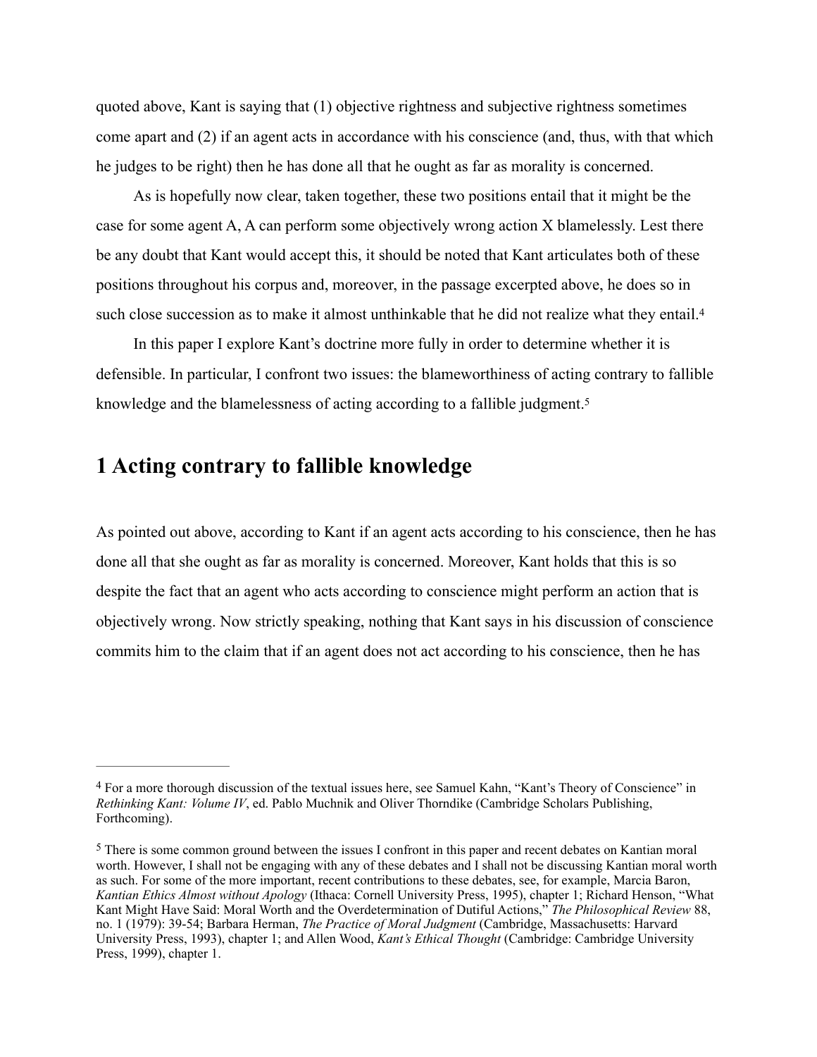quoted above, Kant is saying that (1) objective rightness and subjective rightness sometimes come apart and (2) if an agent acts in accordance with his conscience (and, thus, with that which he judges to be right) then he has done all that he ought as far as morality is concerned.

As is hopefully now clear, taken together, these two positions entail that it might be the case for some agent A, A can perform some objectively wrong action X blamelessly. Lest there be any doubt that Kant would accept this, it should be noted that Kant articulates both of these positions throughout his corpus and, moreover, in the passage excerpted above, he does so in such close succession as to make it almost unthinkable that he did not realize what they entail.[4]

In this paper I explore Kant's doctrine more fully in order to determine whether it is defensible. In particular, I confront two issues: the blameworthiness of acting contrary to fallible knowledge and the blamelessness of acting according to a fallible judgment.[5]

## 1 Acting contrary to fallible knowledge

As pointed out above, according to Kant if an agent acts according to his conscience, then he has done all that she ought as far as morality is concerned. Moreover, Kant holds that this is so despite the fact that an agent who acts according to conscience might perform an action that is objectively wrong. Now strictly speaking, nothing that Kant says in his discussion of conscience commits him to the claim that if an agent does not act according to his conscience, then he has

---

[4] For a more thorough discussion of the textual issues here, see Samuel Kahn, "Kant's Theory of Conscience" in *Rethinking Kant: Volume IV*, ed. Pablo Muchnik and Oliver Thorndike (Cambridge Scholars Publishing, Forthcoming).

[5] There is some common ground between the issues I confront in this paper and recent debates on Kantian moral worth. However, I shall not be engaging with any of these debates and I shall not be discussing Kantian moral worth as such. For some of the more important, recent contributions to these debates, see, for example, Marcia Baron, *Kantian Ethics Almost without Apology* (Ithaca: Cornell University Press, 1995), chapter 1; Richard Henson, "What Kant Might Have Said: Moral Worth and the Overdetermination of Dutiful Actions," *The Philosophical Review* 88, no. 1 (1979): 39-54; Barbara Herman, *The Practice of Moral Judgment* (Cambridge, Massachusetts: Harvard University Press, 1993), chapter 1; and Allen Wood, *Kant's Ethical Thought* (Cambridge: Cambridge University Press, 1999), chapter 1.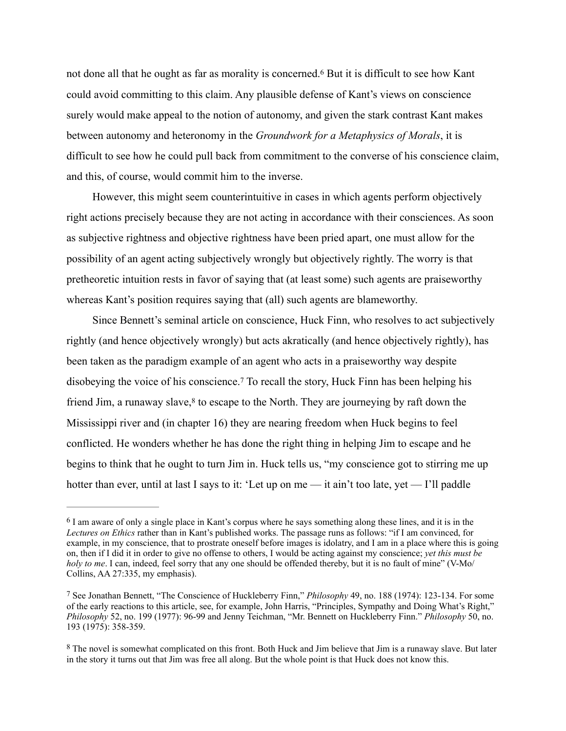not done all that he ought as far as morality is concerned.[6] But it is difficult to see how Kant could avoid committing to this claim. Any plausible defense of Kant's views on conscience surely would make appeal to the notion of autonomy, and given the stark contrast Kant makes between autonomy and heteronomy in the *Groundwork for a Metaphysics of Morals*, it is difficult to see how he could pull back from commitment to the converse of his conscience claim, and this, of course, would commit him to the inverse.

However, this might seem counterintuitive in cases in which agents perform objectively right actions precisely because they are not acting in accordance with their consciences. As soon as subjective rightness and objective rightness have been pried apart, one must allow for the possibility of an agent acting subjectively wrongly but objectively rightly. The worry is that pretheoretic intuition rests in favor of saying that (at least some) such agents are praiseworthy whereas Kant's position requires saying that (all) such agents are blameworthy.

Since Bennett's seminal article on conscience, Huck Finn, who resolves to act subjectively rightly (and hence objectively wrongly) but acts akratically (and hence objectively rightly), has been taken as the paradigm example of an agent who acts in a praiseworthy way despite disobeying the voice of his conscience.[7] To recall the story, Huck Finn has been helping his friend Jim, a runaway slave,[8] to escape to the North. They are journeying by raft down the Mississippi river and (in chapter 16) they are nearing freedom when Huck begins to feel conflicted. He wonders whether he has done the right thing in helping Jim to escape and he begins to think that he ought to turn Jim in. Huck tells us, "my conscience got to stirring me up hotter than ever, until at last I says to it: 'Let up on me — it ain't too late, yet — I'll paddle

---

[6] I am aware of only a single place in Kant's corpus where he says something along these lines, and it is in the *Lectures on Ethics* rather than in Kant's published works. The passage runs as follows: "if I am convinced, for example, in my conscience, that to prostrate oneself before images is idolatry, and I am in a place where this is going on, then if I did it in order to give no offense to others, I would be acting against my conscience; *yet this must be holy to me*. I can, indeed, feel sorry that any one should be offended thereby, but it is no fault of mine" (V-Mo/Collins, AA 27:335, my emphasis).

[7] See Jonathan Bennett, "The Conscience of Huckleberry Finn," *Philosophy* 49, no. 188 (1974): 123-134. For some of the early reactions to this article, see, for example, John Harris, "Principles, Sympathy and Doing What's Right," *Philosophy* 52, no. 199 (1977): 96-99 and Jenny Teichman, "Mr. Bennett on Huckleberry Finn." *Philosophy* 50, no. 193 (1975): 358-359.

[8] The novel is somewhat complicated on this front. Both Huck and Jim believe that Jim is a runaway slave. But later in the story it turns out that Jim was free all along. But the whole point is that Huck does not know this.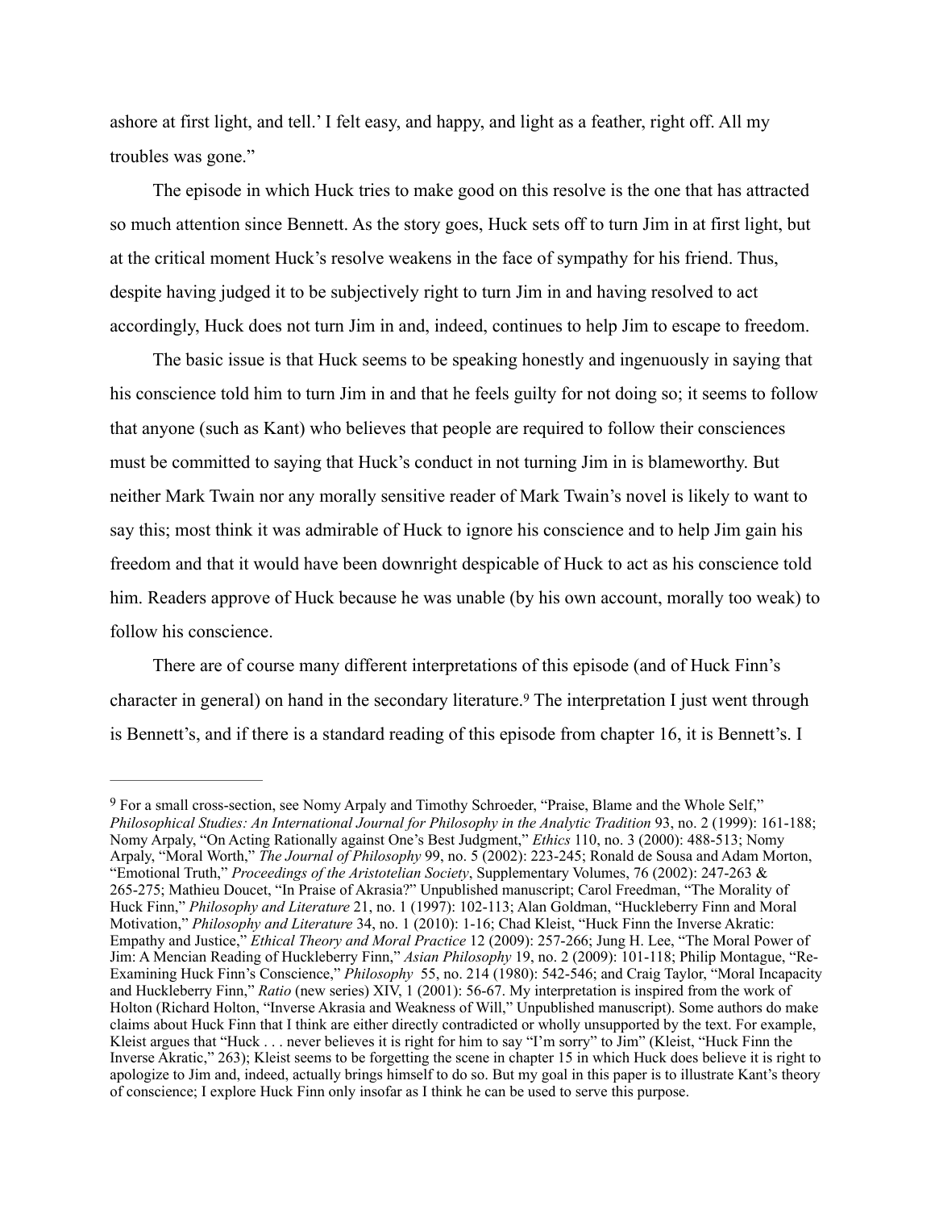ashore at first light, and tell.' I felt easy, and happy, and light as a feather, right off. All my troubles was gone."

The episode in which Huck tries to make good on this resolve is the one that has attracted so much attention since Bennett. As the story goes, Huck sets off to turn Jim in at first light, but at the critical moment Huck's resolve weakens in the face of sympathy for his friend. Thus, despite having judged it to be subjectively right to turn Jim in and having resolved to act accordingly, Huck does not turn Jim in and, indeed, continues to help Jim to escape to freedom.

The basic issue is that Huck seems to be speaking honestly and ingenuously in saying that his conscience told him to turn Jim in and that he feels guilty for not doing so; it seems to follow that anyone (such as Kant) who believes that people are required to follow their consciences must be committed to saying that Huck's conduct in not turning Jim in is blameworthy. But neither Mark Twain nor any morally sensitive reader of Mark Twain's novel is likely to want to say this; most think it was admirable of Huck to ignore his conscience and to help Jim gain his freedom and that it would have been downright despicable of Huck to act as his conscience told him. Readers approve of Huck because he was unable (by his own account, morally too weak) to follow his conscience.

There are of course many different interpretations of this episode (and of Huck Finn's character in general) on hand in the secondary literature.[9] The interpretation I just went through is Bennett's, and if there is a standard reading of this episode from chapter 16, it is Bennett's. I

---

[9] For a small cross-section, see Nomy Arpaly and Timothy Schroeder, "Praise, Blame and the Whole Self," *Philosophical Studies: An International Journal for Philosophy in the Analytic Tradition* 93, no. 2 (1999): 161-188; Nomy Arpaly, "On Acting Rationally against One's Best Judgment," *Ethics* 110, no. 3 (2000): 488-513; Nomy Arpaly, "Moral Worth," *The Journal of Philosophy* 99, no. 5 (2002): 223-245; Ronald de Sousa and Adam Morton, "Emotional Truth," *Proceedings of the Aristotelian Society*, Supplementary Volumes, 76 (2002): 247-263 & 265-275; Mathieu Doucet, "In Praise of Akrasia?" Unpublished manuscript; Carol Freedman, "The Morality of Huck Finn," *Philosophy and Literature* 21, no. 1 (1997): 102-113; Alan Goldman, "Huckleberry Finn and Moral Motivation," *Philosophy and Literature* 34, no. 1 (2010): 1-16; Chad Kleist, "Huck Finn the Inverse Akratic: Empathy and Justice," *Ethical Theory and Moral Practice* 12 (2009): 257-266; Jung H. Lee, "The Moral Power of Jim: A Mencian Reading of Huckleberry Finn," *Asian Philosophy* 19, no. 2 (2009): 101-118; Philip Montague, "Re-Examining Huck Finn's Conscience," *Philosophy* 55, no. 214 (1980): 542-546; and Craig Taylor, "Moral Incapacity and Huckleberry Finn," *Ratio* (new series) XIV, 1 (2001): 56-67. My interpretation is inspired from the work of Holton (Richard Holton, "Inverse Akrasia and Weakness of Will," Unpublished manuscript). Some authors do make claims about Huck Finn that I think are either directly contradicted or wholly unsupported by the text. For example, Kleist argues that "Huck . . . never believes it is right for him to say "I'm sorry" to Jim" (Kleist, "Huck Finn the Inverse Akratic," 263); Kleist seems to be forgetting the scene in chapter 15 in which Huck does believe it is right to apologize to Jim and, indeed, actually brings himself to do so. But my goal in this paper is to illustrate Kant's theory of conscience; I explore Huck Finn only insofar as I think he can be used to serve this purpose.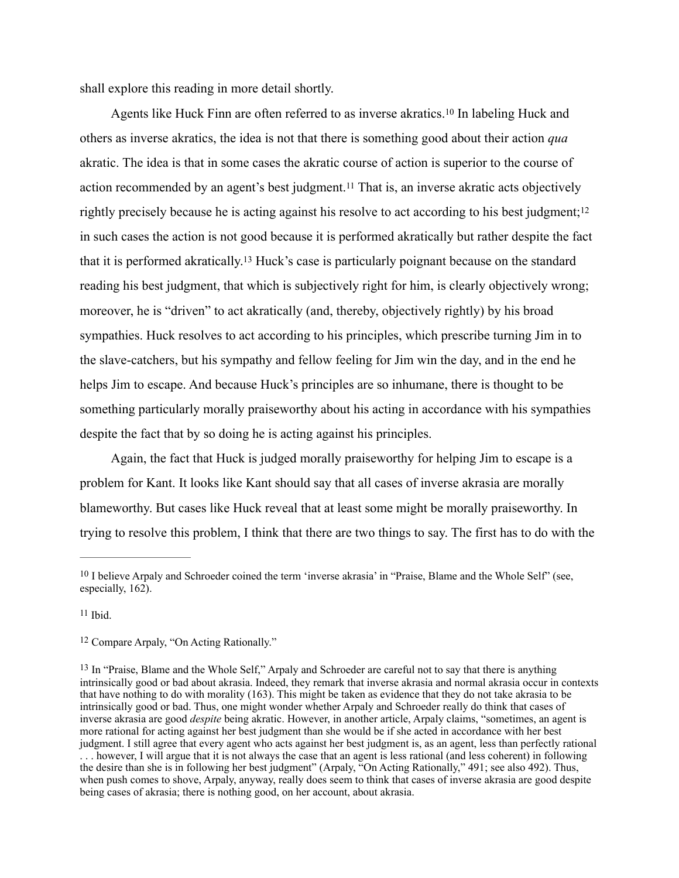shall explore this reading in more detail shortly.

Agents like Huck Finn are often referred to as inverse akratics.[10] In labeling Huck and others as inverse akratics, the idea is not that there is something good about their action *qua* akratic. The idea is that in some cases the akratic course of action is superior to the course of action recommended by an agent's best judgment.[11] That is, an inverse akratic acts objectively rightly precisely because he is acting against his resolve to act according to his best judgment;[12] in such cases the action is not good because it is performed akratically but rather despite the fact that it is performed akratically.[13] Huck's case is particularly poignant because on the standard reading his best judgment, that which is subjectively right for him, is clearly objectively wrong; moreover, he is "driven" to act akratically (and, thereby, objectively rightly) by his broad sympathies. Huck resolves to act according to his principles, which prescribe turning Jim in to the slave-catchers, but his sympathy and fellow feeling for Jim win the day, and in the end he helps Jim to escape. And because Huck's principles are so inhumane, there is thought to be something particularly morally praiseworthy about his acting in accordance with his sympathies despite the fact that by so doing he is acting against his principles.

Again, the fact that Huck is judged morally praiseworthy for helping Jim to escape is a problem for Kant. It looks like Kant should say that all cases of inverse akrasia are morally blameworthy. But cases like Huck reveal that at least some might be morally praiseworthy. In trying to resolve this problem, I think that there are two things to say. The first has to do with the

---

[10] I believe Arpaly and Schroeder coined the term 'inverse akrasia' in "Praise, Blame and the Whole Self" (see, especially, 162).

[11] Ibid.

[12] Compare Arpaly, "On Acting Rationally."

[13] In "Praise, Blame and the Whole Self," Arpaly and Schroeder are careful not to say that there is anything intrinsically good or bad about akrasia. Indeed, they remark that inverse akrasia and normal akrasia occur in contexts that have nothing to do with morality (163). This might be taken as evidence that they do not take akrasia to be intrinsically good or bad. Thus, one might wonder whether Arpaly and Schroeder really do think that cases of inverse akrasia are good *despite* being akratic. However, in another article, Arpaly claims, "sometimes, an agent is more rational for acting against her best judgment than she would be if she acted in accordance with her best judgment. I still agree that every agent who acts against her best judgment is, as an agent, less than perfectly rational . . . however, I will argue that it is not always the case that an agent is less rational (and less coherent) in following the desire than she is in following her best judgment" (Arpaly, "On Acting Rationally," 491; see also 492). Thus, when push comes to shove, Arpaly, anyway, really does seem to think that cases of inverse akrasia are good despite being cases of akrasia; there is nothing good, on her account, about akrasia.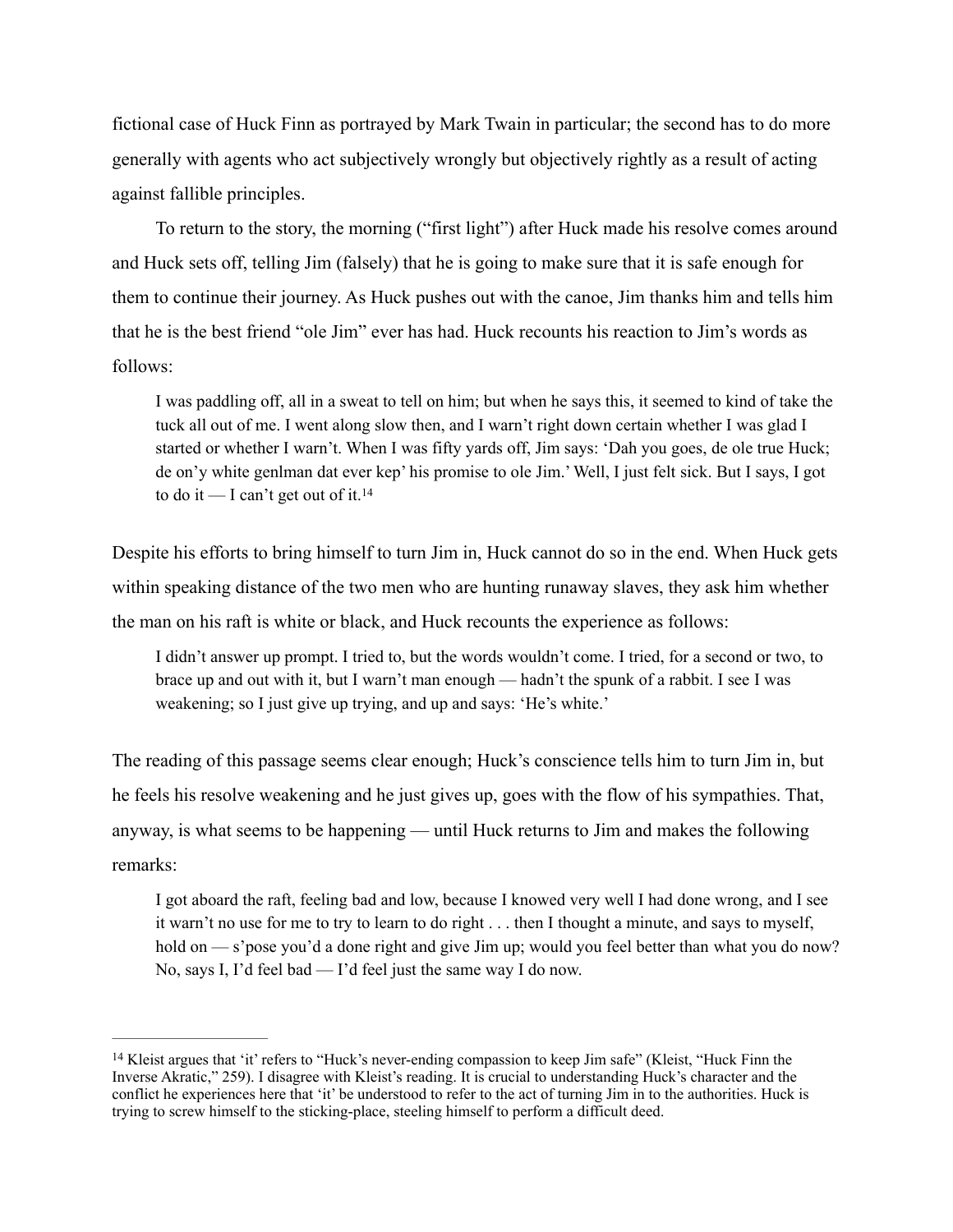fictional case of Huck Finn as portrayed by Mark Twain in particular; the second has to do more generally with agents who act subjectively wrongly but objectively rightly as a result of acting against fallible principles.

To return to the story, the morning ("first light") after Huck made his resolve comes around and Huck sets off, telling Jim (falsely) that he is going to make sure that it is safe enough for them to continue their journey. As Huck pushes out with the canoe, Jim thanks him and tells him that he is the best friend "ole Jim" ever has had. Huck recounts his reaction to Jim's words as follows:

> I was paddling off, all in a sweat to tell on him; but when he says this, it seemed to kind of take the tuck all out of me. I went along slow then, and I warn't right down certain whether I was glad I started or whether I warn't. When I was fifty yards off, Jim says: 'Dah you goes, de ole true Huck; de on'y white genlman dat ever kep' his promise to ole Jim.' Well, I just felt sick. But I says, I got to do it — I can't get out of it.[14]

Despite his efforts to bring himself to turn Jim in, Huck cannot do so in the end. When Huck gets within speaking distance of the two men who are hunting runaway slaves, they ask him whether the man on his raft is white or black, and Huck recounts the experience as follows:

> I didn't answer up prompt. I tried to, but the words wouldn't come. I tried, for a second or two, to brace up and out with it, but I warn't man enough — hadn't the spunk of a rabbit. I see I was weakening; so I just give up trying, and up and says: 'He's white.'

The reading of this passage seems clear enough; Huck's conscience tells him to turn Jim in, but he feels his resolve weakening and he just gives up, goes with the flow of his sympathies. That, anyway, is what seems to be happening — until Huck returns to Jim and makes the following remarks:

> I got aboard the raft, feeling bad and low, because I knowed very well I had done wrong, and I see it warn't no use for me to try to learn to do right . . . then I thought a minute, and says to myself, hold on — s'pose you'd a done right and give Jim up; would you feel better than what you do now? No, says I, I'd feel bad — I'd feel just the same way I do now.

---

[14] Kleist argues that 'it' refers to "Huck's never-ending compassion to keep Jim safe" (Kleist, "Huck Finn the Inverse Akratic," 259). I disagree with Kleist's reading. It is crucial to understanding Huck's character and the conflict he experiences here that 'it' be understood to refer to the act of turning Jim in to the authorities. Huck is trying to screw himself to the sticking-place, steeling himself to perform a difficult deed.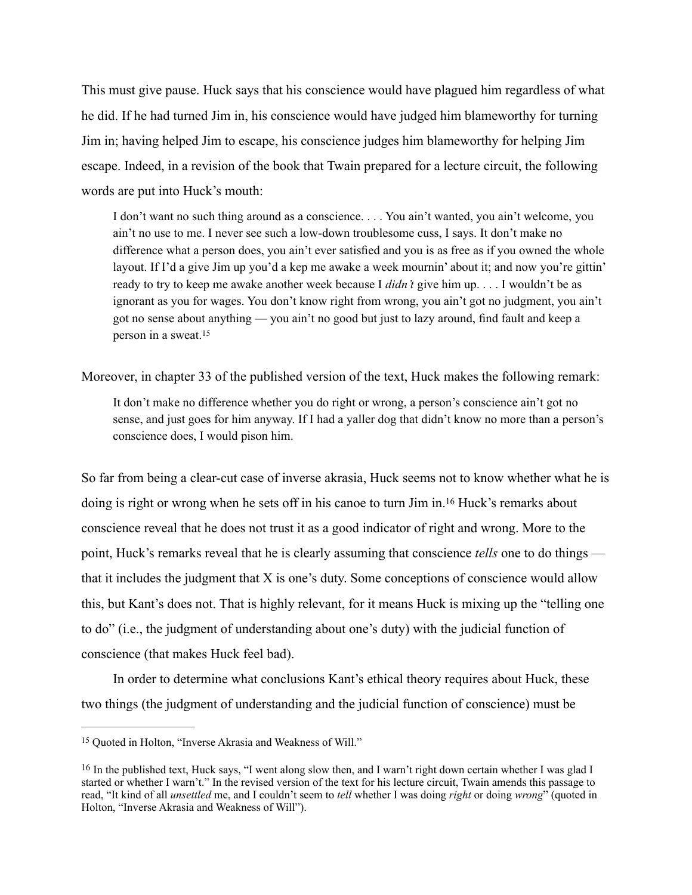This must give pause. Huck says that his conscience would have plagued him regardless of what he did. If he had turned Jim in, his conscience would have judged him blameworthy for turning Jim in; having helped Jim to escape, his conscience judges him blameworthy for helping Jim escape. Indeed, in a revision of the book that Twain prepared for a lecture circuit, the following words are put into Huck's mouth:

> I don't want no such thing around as a conscience. . . . You ain't wanted, you ain't welcome, you ain't no use to me. I never see such a low-down troublesome cuss, I says. It don't make no difference what a person does, you ain't ever satisfied and you is as free as if you owned the whole layout. If I'd a give Jim up you'd a kep me awake a week mournin' about it; and now you're gittin' ready to try to keep me awake another week because I *didn't* give him up. . . . I wouldn't be as ignorant as you for wages. You don't know right from wrong, you ain't got no judgment, you ain't got no sense about anything — you ain't no good but just to lazy around, find fault and keep a person in a sweat.[15]

Moreover, in chapter 33 of the published version of the text, Huck makes the following remark:

> It don't make no difference whether you do right or wrong, a person's conscience ain't got no sense, and just goes for him anyway. If I had a yaller dog that didn't know no more than a person's conscience does, I would pison him.

So far from being a clear-cut case of inverse akrasia, Huck seems not to know whether what he is doing is right or wrong when he sets off in his canoe to turn Jim in.[16] Huck's remarks about conscience reveal that he does not trust it as a good indicator of right and wrong. More to the point, Huck's remarks reveal that he is clearly assuming that conscience *tells* one to do things — that it includes the judgment that X is one's duty. Some conceptions of conscience would allow this, but Kant's does not. That is highly relevant, for it means Huck is mixing up the "telling one to do" (i.e., the judgment of understanding about one's duty) with the judicial function of conscience (that makes Huck feel bad).

In order to determine what conclusions Kant's ethical theory requires about Huck, these two things (the judgment of understanding and the judicial function of conscience) must be

---

[15] Quoted in Holton, "Inverse Akrasia and Weakness of Will."

[16] In the published text, Huck says, "I went along slow then, and I warn't right down certain whether I was glad I started or whether I warn't." In the revised version of the text for his lecture circuit, Twain amends this passage to read, "It kind of all *unsettled* me, and I couldn't seem to *tell* whether I was doing *right* or doing *wrong*" (quoted in Holton, "Inverse Akrasia and Weakness of Will").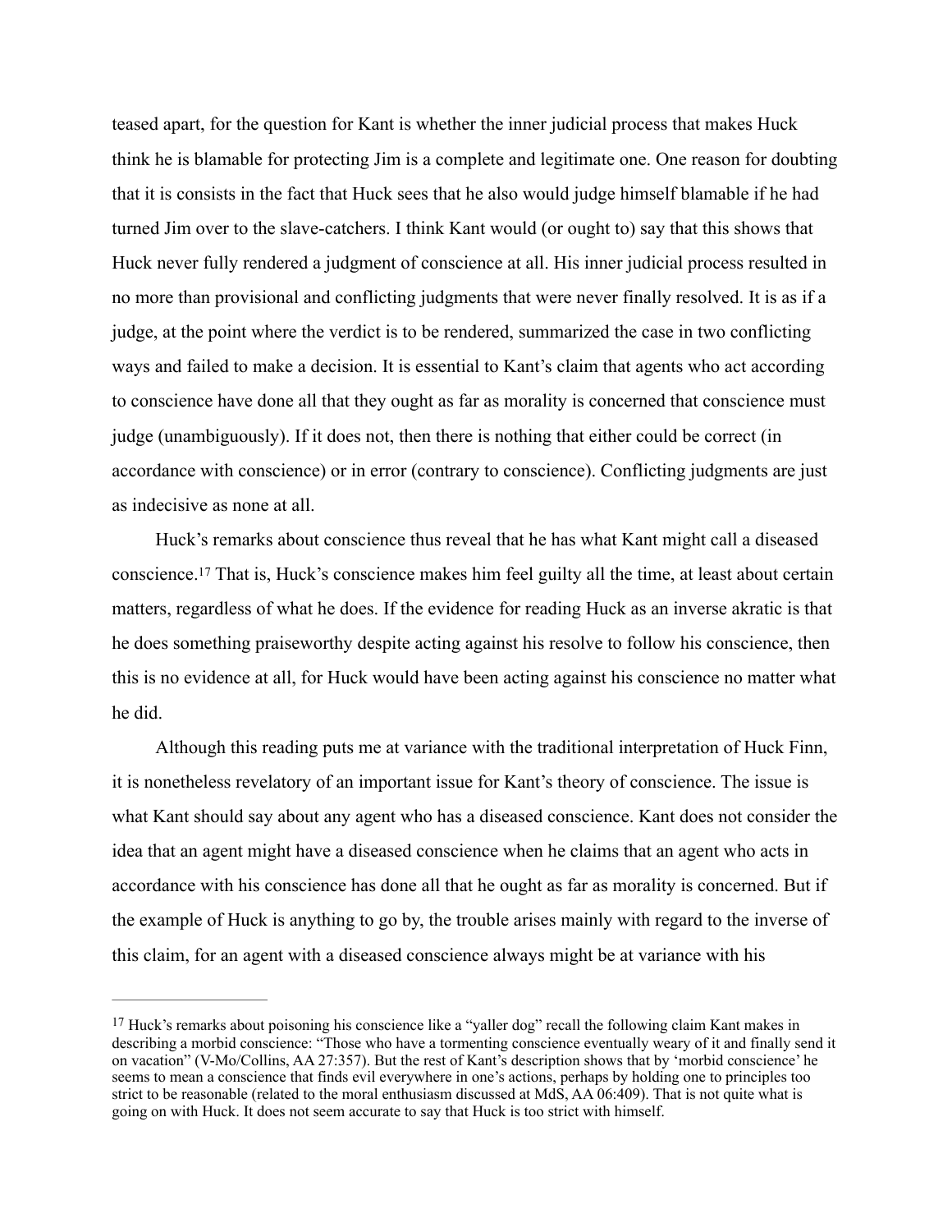teased apart, for the question for Kant is whether the inner judicial process that makes Huck think he is blamable for protecting Jim is a complete and legitimate one. One reason for doubting that it is consists in the fact that Huck sees that he also would judge himself blamable if he had turned Jim over to the slave-catchers. I think Kant would (or ought to) say that this shows that Huck never fully rendered a judgment of conscience at all. His inner judicial process resulted in no more than provisional and conflicting judgments that were never finally resolved. It is as if a judge, at the point where the verdict is to be rendered, summarized the case in two conflicting ways and failed to make a decision. It is essential to Kant's claim that agents who act according to conscience have done all that they ought as far as morality is concerned that conscience must judge (unambiguously). If it does not, then there is nothing that either could be correct (in accordance with conscience) or in error (contrary to conscience). Conflicting judgments are just as indecisive as none at all.

Huck's remarks about conscience thus reveal that he has what Kant might call a diseased conscience.[17] That is, Huck's conscience makes him feel guilty all the time, at least about certain matters, regardless of what he does. If the evidence for reading Huck as an inverse akratic is that he does something praiseworthy despite acting against his resolve to follow his conscience, then this is no evidence at all, for Huck would have been acting against his conscience no matter what he did.

Although this reading puts me at variance with the traditional interpretation of Huck Finn, it is nonetheless revelatory of an important issue for Kant's theory of conscience. The issue is what Kant should say about any agent who has a diseased conscience. Kant does not consider the idea that an agent might have a diseased conscience when he claims that an agent who acts in accordance with his conscience has done all that he ought as far as morality is concerned. But if the example of Huck is anything to go by, the trouble arises mainly with regard to the inverse of this claim, for an agent with a diseased conscience always might be at variance with his

---

[17] Huck's remarks about poisoning his conscience like a "yaller dog" recall the following claim Kant makes in describing a morbid conscience: "Those who have a tormenting conscience eventually weary of it and finally send it on vacation" (V-Mo/Collins, AA 27:357). But the rest of Kant's description shows that by 'morbid conscience' he seems to mean a conscience that finds evil everywhere in one's actions, perhaps by holding one to principles too strict to be reasonable (related to the moral enthusiasm discussed at MdS, AA 06:409). That is not quite what is going on with Huck. It does not seem accurate to say that Huck is too strict with himself.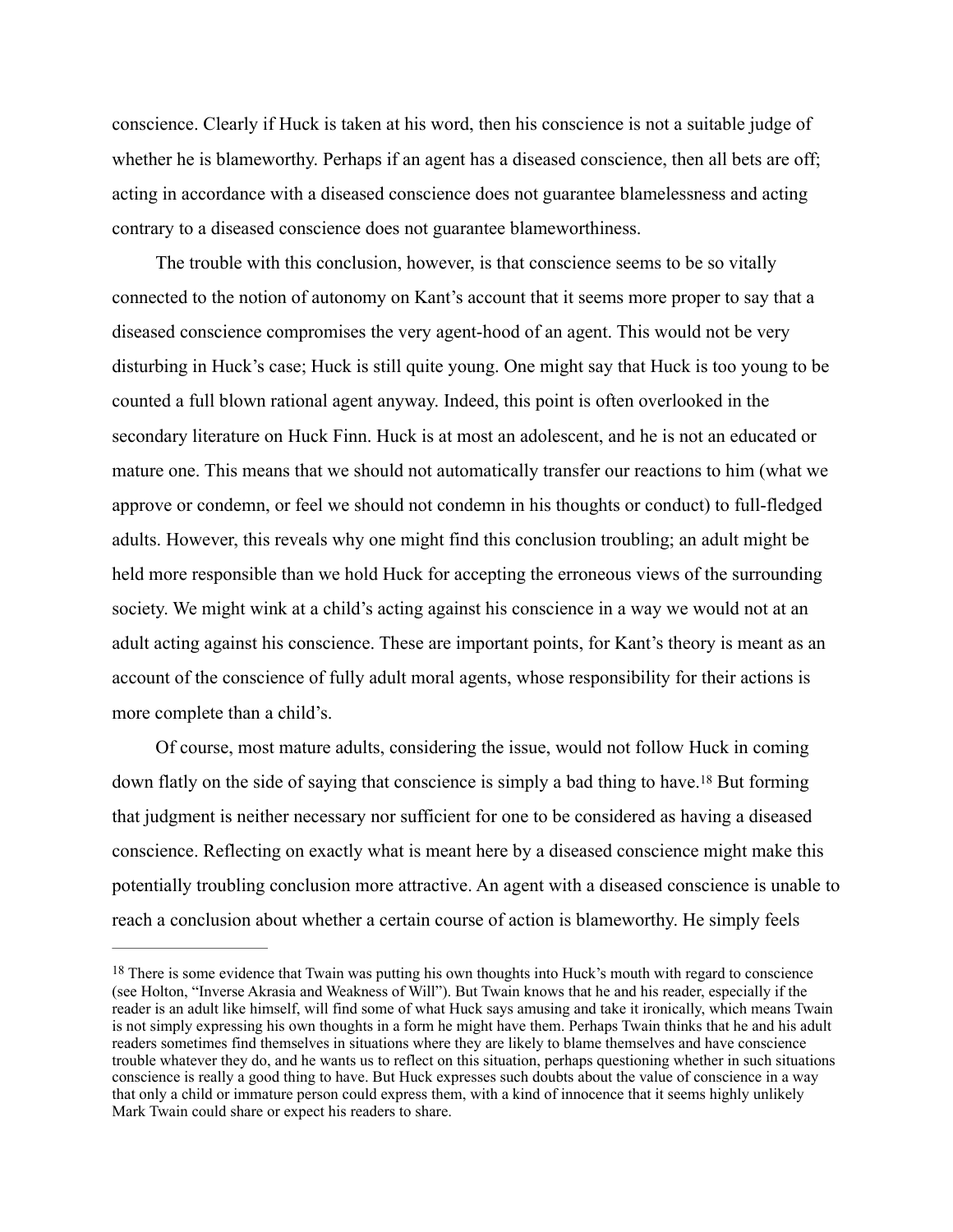conscience. Clearly if Huck is taken at his word, then his conscience is not a suitable judge of whether he is blameworthy. Perhaps if an agent has a diseased conscience, then all bets are off; acting in accordance with a diseased conscience does not guarantee blamelessness and acting contrary to a diseased conscience does not guarantee blameworthiness.

The trouble with this conclusion, however, is that conscience seems to be so vitally connected to the notion of autonomy on Kant's account that it seems more proper to say that a diseased conscience compromises the very agent-hood of an agent. This would not be very disturbing in Huck's case; Huck is still quite young. One might say that Huck is too young to be counted a full blown rational agent anyway. Indeed, this point is often overlooked in the secondary literature on Huck Finn. Huck is at most an adolescent, and he is not an educated or mature one. This means that we should not automatically transfer our reactions to him (what we approve or condemn, or feel we should not condemn in his thoughts or conduct) to full-fledged adults. However, this reveals why one might find this conclusion troubling; an adult might be held more responsible than we hold Huck for accepting the erroneous views of the surrounding society. We might wink at a child's acting against his conscience in a way we would not at an adult acting against his conscience. These are important points, for Kant's theory is meant as an account of the conscience of fully adult moral agents, whose responsibility for their actions is more complete than a child's.

Of course, most mature adults, considering the issue, would not follow Huck in coming down flatly on the side of saying that conscience is simply a bad thing to have.[18] But forming that judgment is neither necessary nor sufficient for one to be considered as having a diseased conscience. Reflecting on exactly what is meant here by a diseased conscience might make this potentially troubling conclusion more attractive. An agent with a diseased conscience is unable to reach a conclusion about whether a certain course of action is blameworthy. He simply feels

---

[18] There is some evidence that Twain was putting his own thoughts into Huck's mouth with regard to conscience (see Holton, "Inverse Akrasia and Weakness of Will"). But Twain knows that he and his reader, especially if the reader is an adult like himself, will find some of what Huck says amusing and take it ironically, which means Twain is not simply expressing his own thoughts in a form he might have them. Perhaps Twain thinks that he and his adult readers sometimes find themselves in situations where they are likely to blame themselves and have conscience trouble whatever they do, and he wants us to reflect on this situation, perhaps questioning whether in such situations conscience is really a good thing to have. But Huck expresses such doubts about the value of conscience in a way that only a child or immature person could express them, with a kind of innocence that it seems highly unlikely Mark Twain could share or expect his readers to share.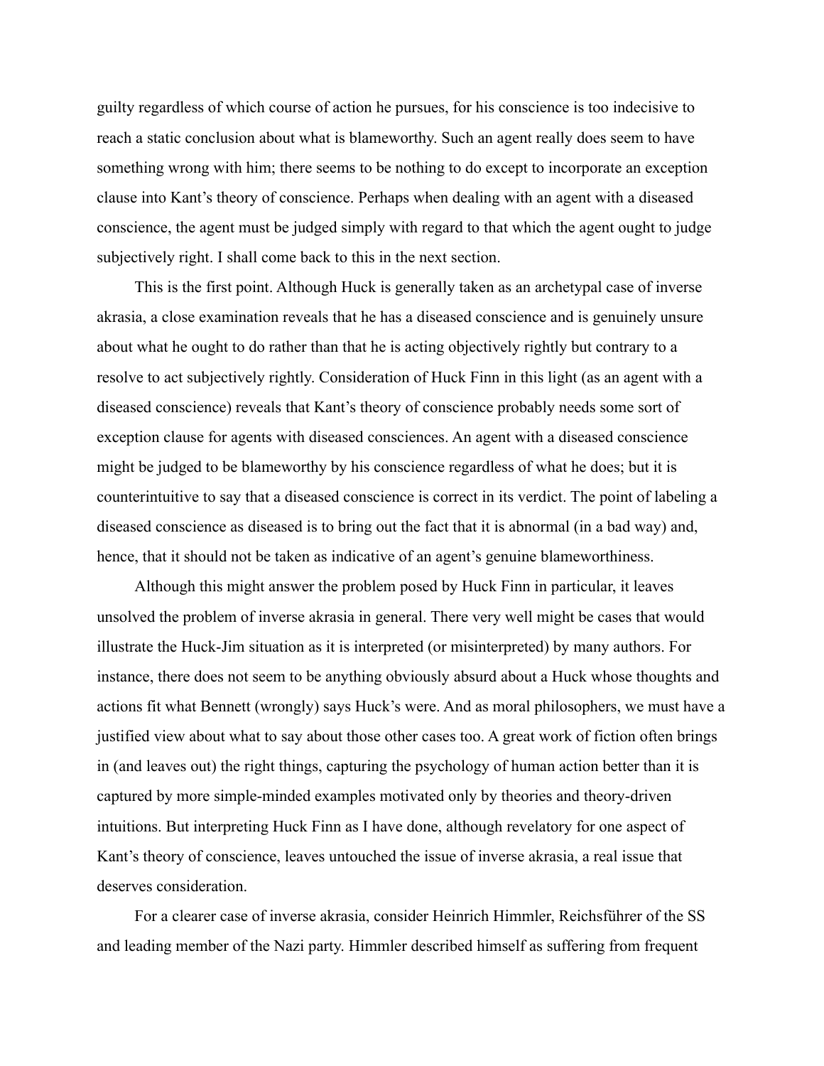guilty regardless of which course of action he pursues, for his conscience is too indecisive to reach a static conclusion about what is blameworthy. Such an agent really does seem to have something wrong with him; there seems to be nothing to do except to incorporate an exception clause into Kant's theory of conscience. Perhaps when dealing with an agent with a diseased conscience, the agent must be judged simply with regard to that which the agent ought to judge subjectively right. I shall come back to this in the next section.

This is the first point. Although Huck is generally taken as an archetypal case of inverse akrasia, a close examination reveals that he has a diseased conscience and is genuinely unsure about what he ought to do rather than that he is acting objectively rightly but contrary to a resolve to act subjectively rightly. Consideration of Huck Finn in this light (as an agent with a diseased conscience) reveals that Kant's theory of conscience probably needs some sort of exception clause for agents with diseased consciences. An agent with a diseased conscience might be judged to be blameworthy by his conscience regardless of what he does; but it is counterintuitive to say that a diseased conscience is correct in its verdict. The point of labeling a diseased conscience as diseased is to bring out the fact that it is abnormal (in a bad way) and, hence, that it should not be taken as indicative of an agent's genuine blameworthiness.

Although this might answer the problem posed by Huck Finn in particular, it leaves unsolved the problem of inverse akrasia in general. There very well might be cases that would illustrate the Huck-Jim situation as it is interpreted (or misinterpreted) by many authors. For instance, there does not seem to be anything obviously absurd about a Huck whose thoughts and actions fit what Bennett (wrongly) says Huck's were. And as moral philosophers, we must have a justified view about what to say about those other cases too. A great work of fiction often brings in (and leaves out) the right things, capturing the psychology of human action better than it is captured by more simple-minded examples motivated only by theories and theory-driven intuitions. But interpreting Huck Finn as I have done, although revelatory for one aspect of Kant's theory of conscience, leaves untouched the issue of inverse akrasia, a real issue that deserves consideration.

For a clearer case of inverse akrasia, consider Heinrich Himmler, Reichsführer of the SS and leading member of the Nazi party. Himmler described himself as suffering from frequent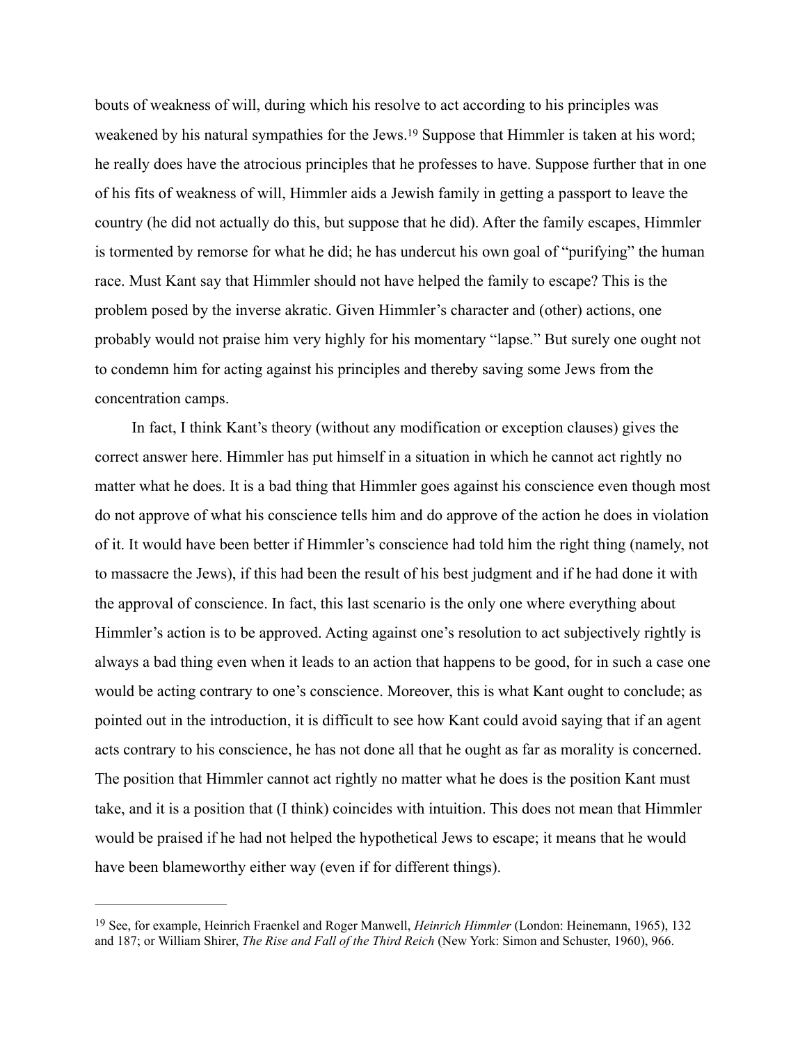bouts of weakness of will, during which his resolve to act according to his principles was weakened by his natural sympathies for the Jews.[19] Suppose that Himmler is taken at his word; he really does have the atrocious principles that he professes to have. Suppose further that in one of his fits of weakness of will, Himmler aids a Jewish family in getting a passport to leave the country (he did not actually do this, but suppose that he did). After the family escapes, Himmler is tormented by remorse for what he did; he has undercut his own goal of "purifying" the human race. Must Kant say that Himmler should not have helped the family to escape? This is the problem posed by the inverse akratic. Given Himmler's character and (other) actions, one probably would not praise him very highly for his momentary "lapse." But surely one ought not to condemn him for acting against his principles and thereby saving some Jews from the concentration camps.

In fact, I think Kant's theory (without any modification or exception clauses) gives the correct answer here. Himmler has put himself in a situation in which he cannot act rightly no matter what he does. It is a bad thing that Himmler goes against his conscience even though most do not approve of what his conscience tells him and do approve of the action he does in violation of it. It would have been better if Himmler's conscience had told him the right thing (namely, not to massacre the Jews), if this had been the result of his best judgment and if he had done it with the approval of conscience. In fact, this last scenario is the only one where everything about Himmler's action is to be approved. Acting against one's resolution to act subjectively rightly is always a bad thing even when it leads to an action that happens to be good, for in such a case one would be acting contrary to one's conscience. Moreover, this is what Kant ought to conclude; as pointed out in the introduction, it is difficult to see how Kant could avoid saying that if an agent acts contrary to his conscience, he has not done all that he ought as far as morality is concerned. The position that Himmler cannot act rightly no matter what he does is the position Kant must take, and it is a position that (I think) coincides with intuition. This does not mean that Himmler would be praised if he had not helped the hypothetical Jews to escape; it means that he would have been blameworthy either way (even if for different things).

---

[19] See, for example, Heinrich Fraenkel and Roger Manwell, *Heinrich Himmler* (London: Heinemann, 1965), 132 and 187; or William Shirer, *The Rise and Fall of the Third Reich* (New York: Simon and Schuster, 1960), 966.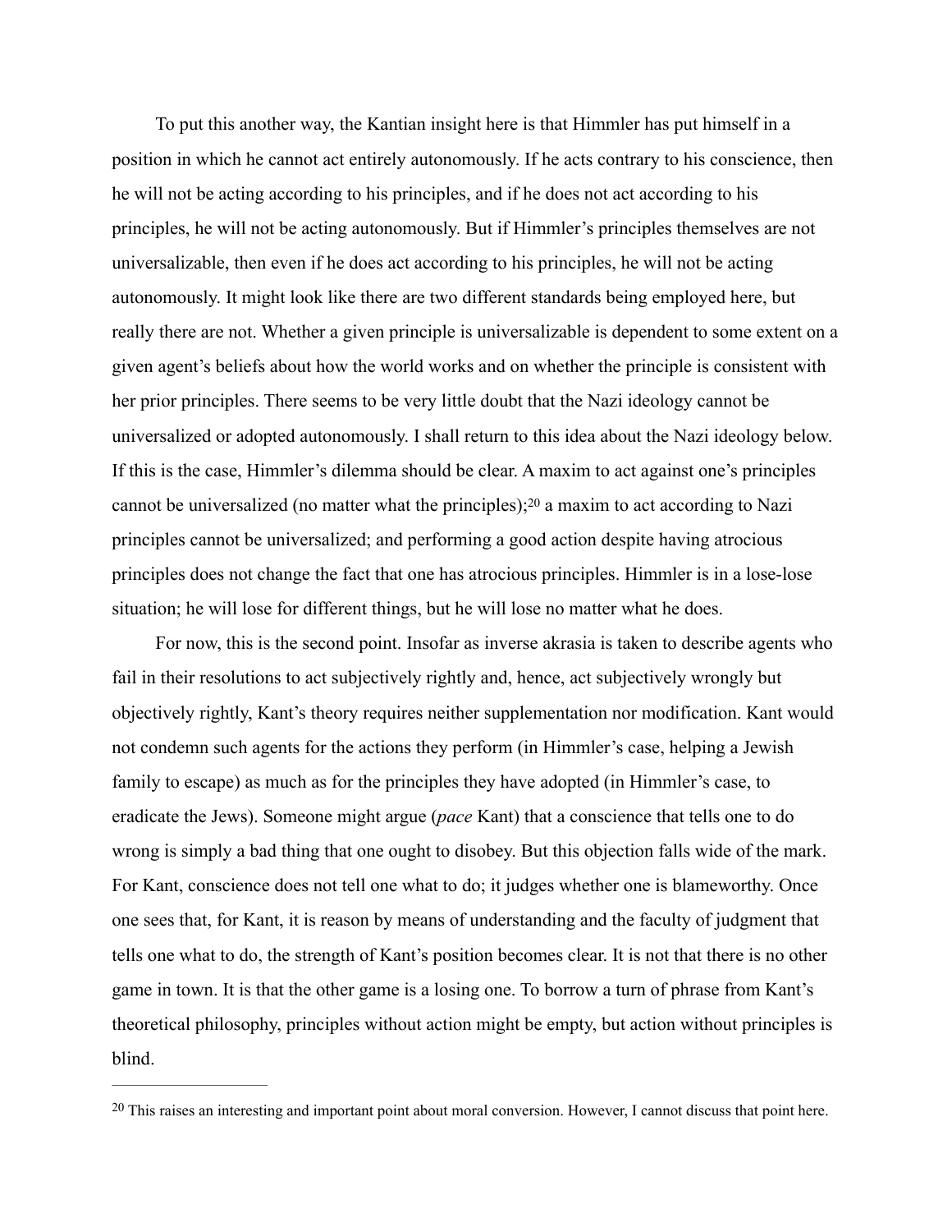To put this another way, the Kantian insight here is that Himmler has put himself in a position in which he cannot act entirely autonomously. If he acts contrary to his conscience, then he will not be acting according to his principles, and if he does not act according to his principles, he will not be acting autonomously. But if Himmler's principles themselves are not universalizable, then even if he does act according to his principles, he will not be acting autonomously. It might look like there are two different standards being employed here, but really there are not. Whether a given principle is universalizable is dependent to some extent on a given agent's beliefs about how the world works and on whether the principle is consistent with her prior principles. There seems to be very little doubt that the Nazi ideology cannot be universalized or adopted autonomously. I shall return to this idea about the Nazi ideology below. If this is the case, Himmler's dilemma should be clear. A maxim to act against one's principles cannot be universalized (no matter what the principles);[20] a maxim to act according to Nazi principles cannot be universalized; and performing a good action despite having atrocious principles does not change the fact that one has atrocious principles. Himmler is in a lose-lose situation; he will lose for different things, but he will lose no matter what he does.

For now, this is the second point. Insofar as inverse akrasia is taken to describe agents who fail in their resolutions to act subjectively rightly and, hence, act subjectively wrongly but objectively rightly, Kant's theory requires neither supplementation nor modification. Kant would not condemn such agents for the actions they perform (in Himmler's case, helping a Jewish family to escape) as much as for the principles they have adopted (in Himmler's case, to eradicate the Jews). Someone might argue (*pace* Kant) that a conscience that tells one to do wrong is simply a bad thing that one ought to disobey. But this objection falls wide of the mark. For Kant, conscience does not tell one what to do; it judges whether one is blameworthy. Once one sees that, for Kant, it is reason by means of understanding and the faculty of judgment that tells one what to do, the strength of Kant's position becomes clear. It is not that there is no other game in town. It is that the other game is a losing one. To borrow a turn of phrase from Kant's theoretical philosophy, principles without action might be empty, but action without principles is blind.

---

[20] This raises an interesting and important point about moral conversion. However, I cannot discuss that point here.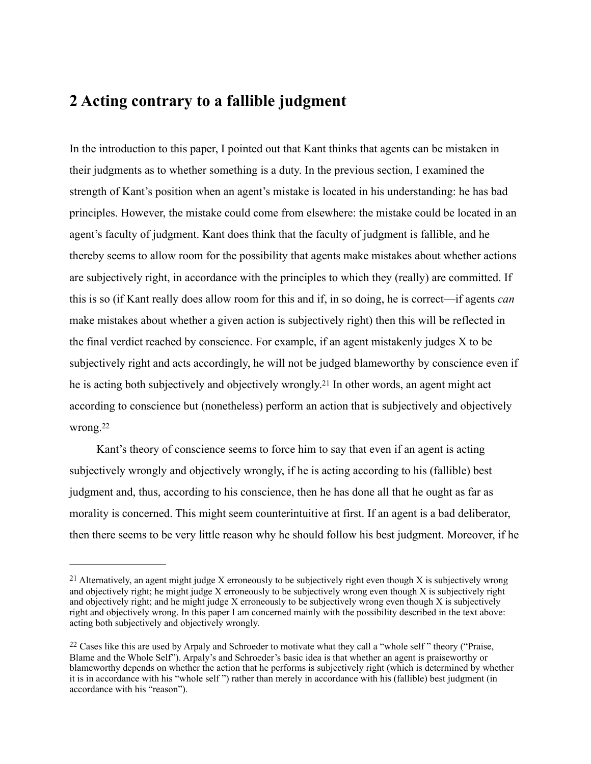## 2 Acting contrary to a fallible judgment

In the introduction to this paper, I pointed out that Kant thinks that agents can be mistaken in their judgments as to whether something is a duty. In the previous section, I examined the strength of Kant's position when an agent's mistake is located in his understanding: he has bad principles. However, the mistake could come from elsewhere: the mistake could be located in an agent's faculty of judgment. Kant does think that the faculty of judgment is fallible, and he thereby seems to allow room for the possibility that agents make mistakes about whether actions are subjectively right, in accordance with the principles to which they (really) are committed. If this is so (if Kant really does allow room for this and if, in so doing, he is correct—if agents *can* make mistakes about whether a given action is subjectively right) then this will be reflected in the final verdict reached by conscience. For example, if an agent mistakenly judges X to be subjectively right and acts accordingly, he will not be judged blameworthy by conscience even if he is acting both subjectively and objectively wrongly.[21] In other words, an agent might act according to conscience but (nonetheless) perform an action that is subjectively and objectively wrong.[22]

Kant's theory of conscience seems to force him to say that even if an agent is acting subjectively wrongly and objectively wrongly, if he is acting according to his (fallible) best judgment and, thus, according to his conscience, then he has done all that he ought as far as morality is concerned. This might seem counterintuitive at first. If an agent is a bad deliberator, then there seems to be very little reason why he should follow his best judgment. Moreover, if he

---

[21] Alternatively, an agent might judge X erroneously to be subjectively right even though X is subjectively wrong and objectively right; he might judge X erroneously to be subjectively wrong even though X is subjectively right and objectively right; and he might judge X erroneously to be subjectively wrong even though X is subjectively right and objectively wrong. In this paper I am concerned mainly with the possibility described in the text above: acting both subjectively and objectively wrongly.

[22] Cases like this are used by Arpaly and Schroeder to motivate what they call a "whole self " theory ("Praise, Blame and the Whole Self"). Arpaly's and Schroeder's basic idea is that whether an agent is praiseworthy or blameworthy depends on whether the action that he performs is subjectively right (which is determined by whether it is in accordance with his "whole self ") rather than merely in accordance with his (fallible) best judgment (in accordance with his "reason").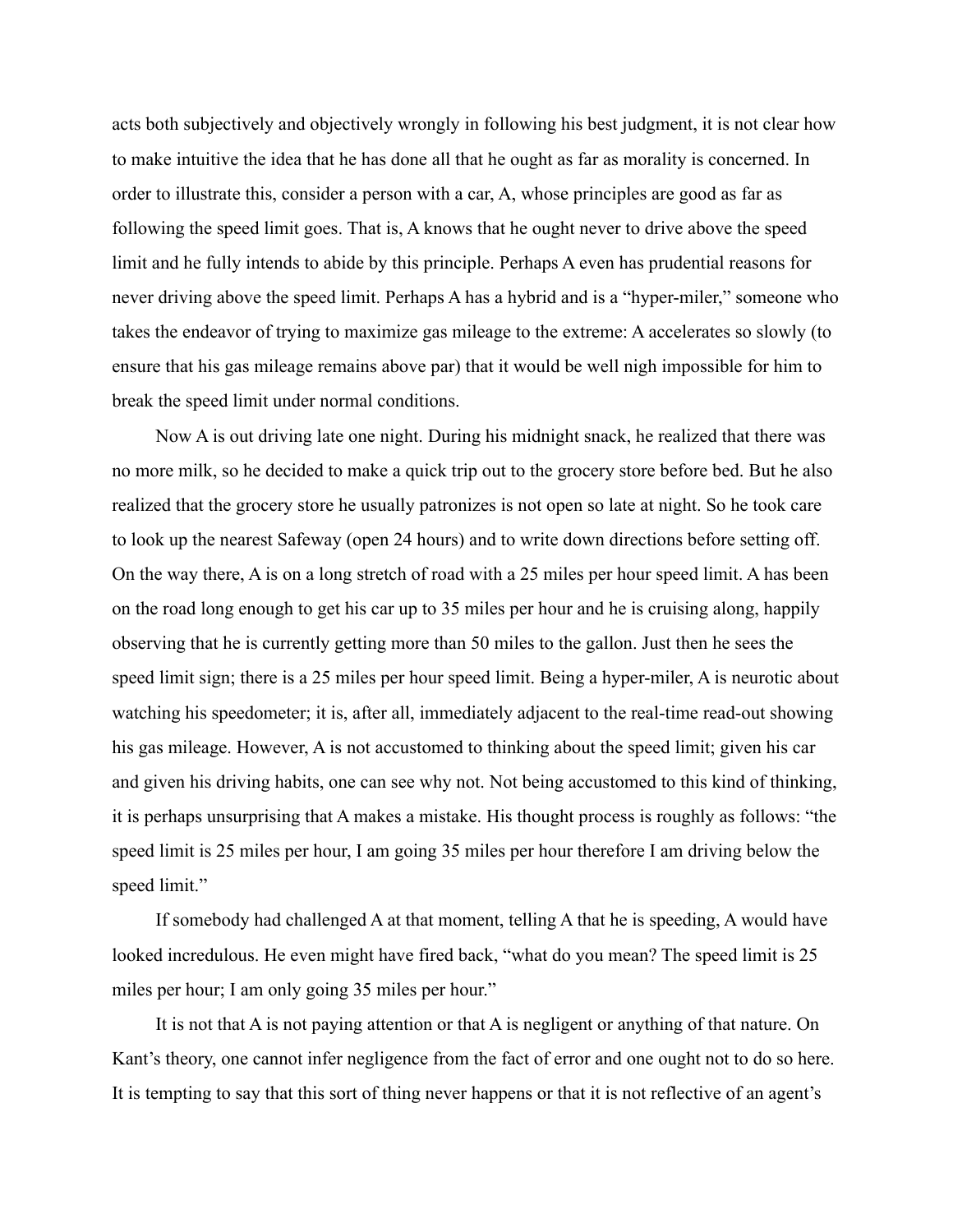acts both subjectively and objectively wrongly in following his best judgment, it is not clear how to make intuitive the idea that he has done all that he ought as far as morality is concerned. In order to illustrate this, consider a person with a car, A, whose principles are good as far as following the speed limit goes. That is, A knows that he ought never to drive above the speed limit and he fully intends to abide by this principle. Perhaps A even has prudential reasons for never driving above the speed limit. Perhaps A has a hybrid and is a "hyper-miler," someone who takes the endeavor of trying to maximize gas mileage to the extreme: A accelerates so slowly (to ensure that his gas mileage remains above par) that it would be well nigh impossible for him to break the speed limit under normal conditions.

Now A is out driving late one night. During his midnight snack, he realized that there was no more milk, so he decided to make a quick trip out to the grocery store before bed. But he also realized that the grocery store he usually patronizes is not open so late at night. So he took care to look up the nearest Safeway (open 24 hours) and to write down directions before setting off. On the way there, A is on a long stretch of road with a 25 miles per hour speed limit. A has been on the road long enough to get his car up to 35 miles per hour and he is cruising along, happily observing that he is currently getting more than 50 miles to the gallon. Just then he sees the speed limit sign; there is a 25 miles per hour speed limit. Being a hyper-miler, A is neurotic about watching his speedometer; it is, after all, immediately adjacent to the real-time read-out showing his gas mileage. However, A is not accustomed to thinking about the speed limit; given his car and given his driving habits, one can see why not. Not being accustomed to this kind of thinking, it is perhaps unsurprising that A makes a mistake. His thought process is roughly as follows: "the speed limit is 25 miles per hour, I am going 35 miles per hour therefore I am driving below the speed limit."

If somebody had challenged A at that moment, telling A that he is speeding, A would have looked incredulous. He even might have fired back, "what do you mean? The speed limit is 25 miles per hour; I am only going 35 miles per hour."

It is not that A is not paying attention or that A is negligent or anything of that nature. On Kant's theory, one cannot infer negligence from the fact of error and one ought not to do so here. It is tempting to say that this sort of thing never happens or that it is not reflective of an agent's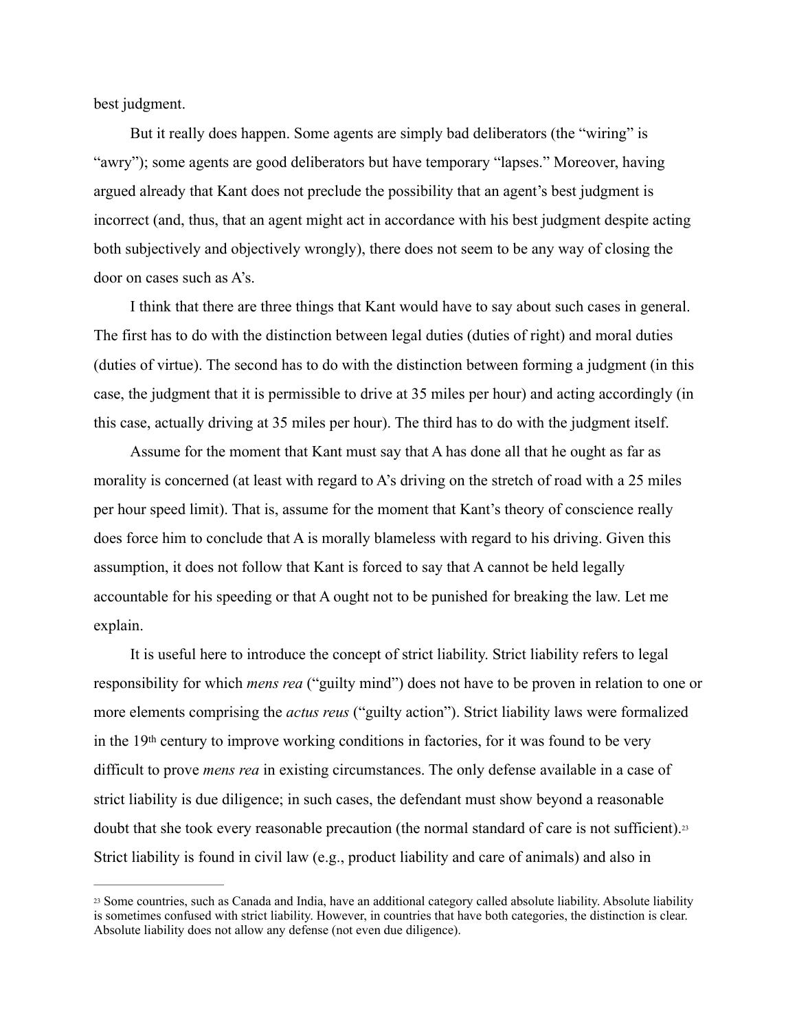best judgment.

But it really does happen. Some agents are simply bad deliberators (the "wiring" is "awry"); some agents are good deliberators but have temporary "lapses." Moreover, having argued already that Kant does not preclude the possibility that an agent's best judgment is incorrect (and, thus, that an agent might act in accordance with his best judgment despite acting both subjectively and objectively wrongly), there does not seem to be any way of closing the door on cases such as A's.

I think that there are three things that Kant would have to say about such cases in general. The first has to do with the distinction between legal duties (duties of right) and moral duties (duties of virtue). The second has to do with the distinction between forming a judgment (in this case, the judgment that it is permissible to drive at 35 miles per hour) and acting accordingly (in this case, actually driving at 35 miles per hour). The third has to do with the judgment itself.

Assume for the moment that Kant must say that A has done all that he ought as far as morality is concerned (at least with regard to A's driving on the stretch of road with a 25 miles per hour speed limit). That is, assume for the moment that Kant's theory of conscience really does force him to conclude that A is morally blameless with regard to his driving. Given this assumption, it does not follow that Kant is forced to say that A cannot be held legally accountable for his speeding or that A ought not to be punished for breaking the law. Let me explain.

It is useful here to introduce the concept of strict liability. Strict liability refers to legal responsibility for which *mens rea* ("guilty mind") does not have to be proven in relation to one or more elements comprising the *actus reus* ("guilty action"). Strict liability laws were formalized in the 19th century to improve working conditions in factories, for it was found to be very difficult to prove *mens rea* in existing circumstances. The only defense available in a case of strict liability is due diligence; in such cases, the defendant must show beyond a reasonable doubt that she took every reasonable precaution (the normal standard of care is not sufficient).[23] Strict liability is found in civil law (e.g., product liability and care of animals) and also in

---

[23] Some countries, such as Canada and India, have an additional category called absolute liability. Absolute liability is sometimes confused with strict liability. However, in countries that have both categories, the distinction is clear. Absolute liability does not allow any defense (not even due diligence).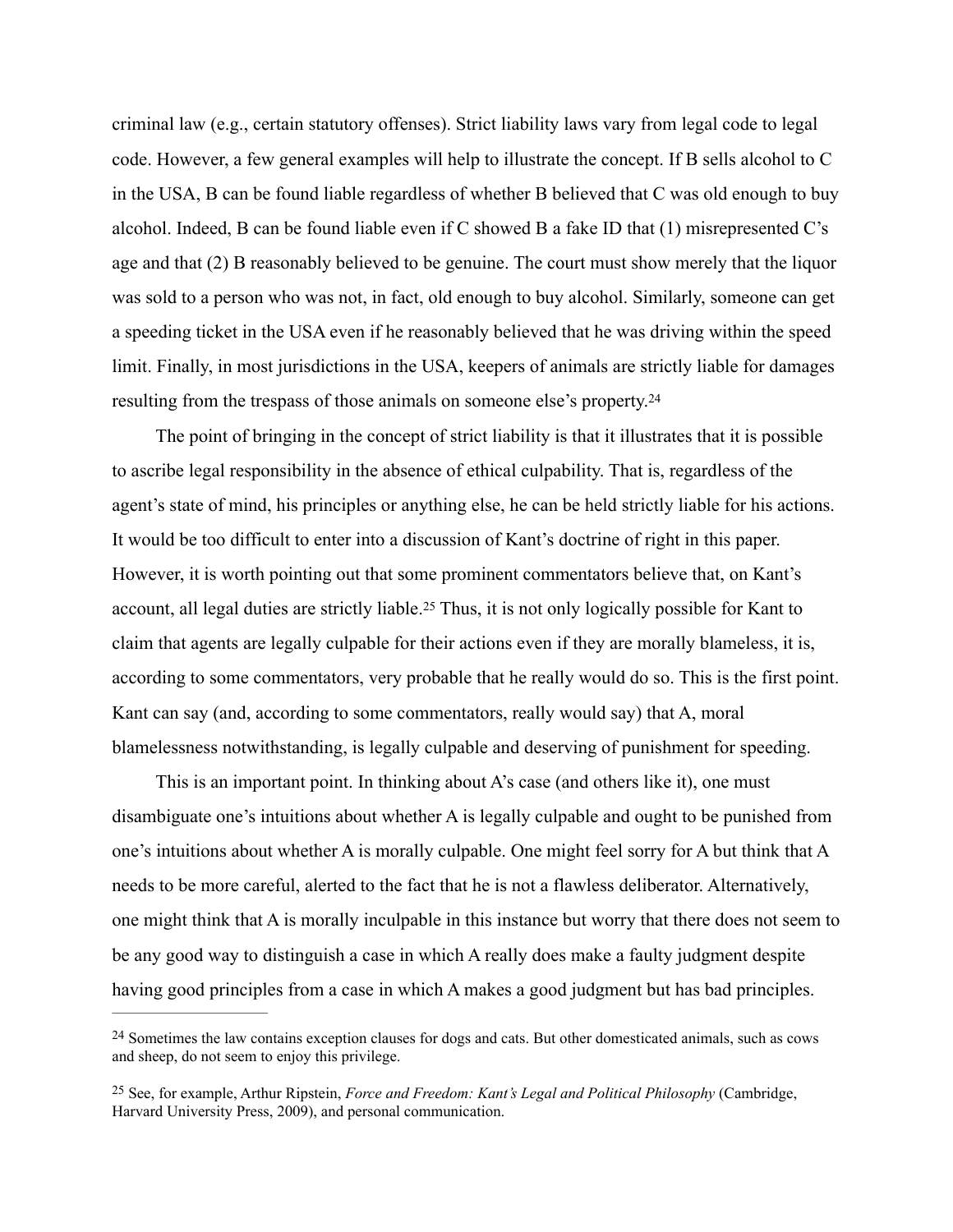criminal law (e.g., certain statutory offenses). Strict liability laws vary from legal code to legal code. However, a few general examples will help to illustrate the concept. If B sells alcohol to C in the USA, B can be found liable regardless of whether B believed that C was old enough to buy alcohol. Indeed, B can be found liable even if C showed B a fake ID that (1) misrepresented C's age and that (2) B reasonably believed to be genuine. The court must show merely that the liquor was sold to a person who was not, in fact, old enough to buy alcohol. Similarly, someone can get a speeding ticket in the USA even if he reasonably believed that he was driving within the speed limit. Finally, in most jurisdictions in the USA, keepers of animals are strictly liable for damages resulting from the trespass of those animals on someone else's property.[24]

The point of bringing in the concept of strict liability is that it illustrates that it is possible to ascribe legal responsibility in the absence of ethical culpability. That is, regardless of the agent's state of mind, his principles or anything else, he can be held strictly liable for his actions. It would be too difficult to enter into a discussion of Kant's doctrine of right in this paper. However, it is worth pointing out that some prominent commentators believe that, on Kant's account, all legal duties are strictly liable.[25] Thus, it is not only logically possible for Kant to claim that agents are legally culpable for their actions even if they are morally blameless, it is, according to some commentators, very probable that he really would do so. This is the first point. Kant can say (and, according to some commentators, really would say) that A, moral blamelessness notwithstanding, is legally culpable and deserving of punishment for speeding.

This is an important point. In thinking about A's case (and others like it), one must disambiguate one's intuitions about whether A is legally culpable and ought to be punished from one's intuitions about whether A is morally culpable. One might feel sorry for A but think that A needs to be more careful, alerted to the fact that he is not a flawless deliberator. Alternatively, one might think that A is morally inculpable in this instance but worry that there does not seem to be any good way to distinguish a case in which A really does make a faulty judgment despite having good principles from a case in which A makes a good judgment but has bad principles.

---

[24] Sometimes the law contains exception clauses for dogs and cats. But other domesticated animals, such as cows and sheep, do not seem to enjoy this privilege.

[25] See, for example, Arthur Ripstein, *Force and Freedom: Kant's Legal and Political Philosophy* (Cambridge, Harvard University Press, 2009), and personal communication.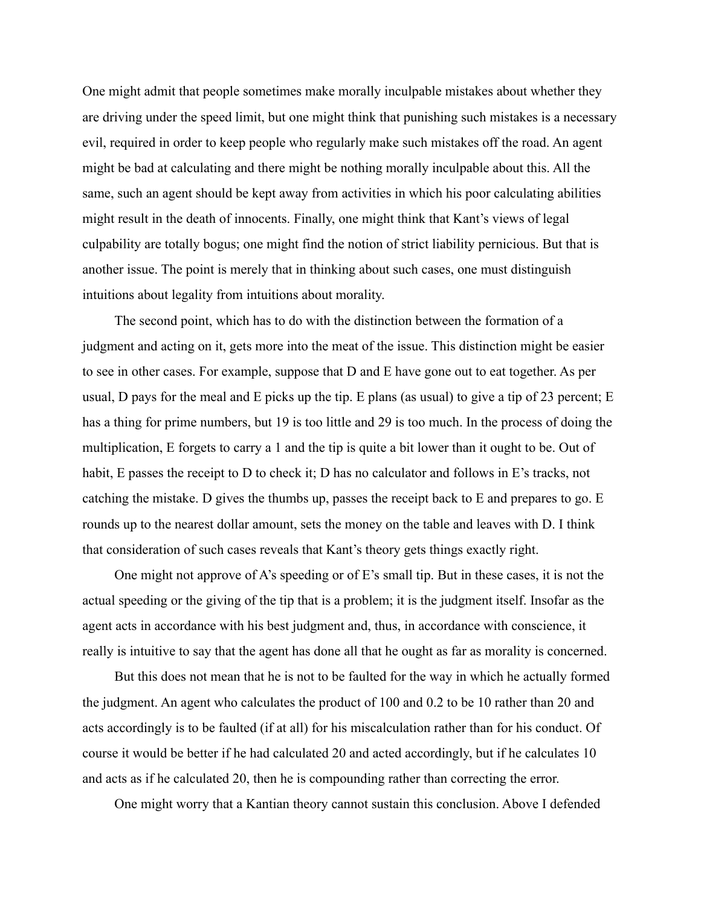One might admit that people sometimes make morally inculpable mistakes about whether they are driving under the speed limit, but one might think that punishing such mistakes is a necessary evil, required in order to keep people who regularly make such mistakes off the road. An agent might be bad at calculating and there might be nothing morally inculpable about this. All the same, such an agent should be kept away from activities in which his poor calculating abilities might result in the death of innocents. Finally, one might think that Kant's views of legal culpability are totally bogus; one might find the notion of strict liability pernicious. But that is another issue. The point is merely that in thinking about such cases, one must distinguish intuitions about legality from intuitions about morality.

The second point, which has to do with the distinction between the formation of a judgment and acting on it, gets more into the meat of the issue. This distinction might be easier to see in other cases. For example, suppose that D and E have gone out to eat together. As per usual, D pays for the meal and E picks up the tip. E plans (as usual) to give a tip of 23 percent; E has a thing for prime numbers, but 19 is too little and 29 is too much. In the process of doing the multiplication, E forgets to carry a 1 and the tip is quite a bit lower than it ought to be. Out of habit, E passes the receipt to D to check it; D has no calculator and follows in E's tracks, not catching the mistake. D gives the thumbs up, passes the receipt back to E and prepares to go. E rounds up to the nearest dollar amount, sets the money on the table and leaves with D. I think that consideration of such cases reveals that Kant's theory gets things exactly right.

One might not approve of A's speeding or of E's small tip. But in these cases, it is not the actual speeding or the giving of the tip that is a problem; it is the judgment itself. Insofar as the agent acts in accordance with his best judgment and, thus, in accordance with conscience, it really is intuitive to say that the agent has done all that he ought as far as morality is concerned.

But this does not mean that he is not to be faulted for the way in which he actually formed the judgment. An agent who calculates the product of 100 and 0.2 to be 10 rather than 20 and acts accordingly is to be faulted (if at all) for his miscalculation rather than for his conduct. Of course it would be better if he had calculated 20 and acted accordingly, but if he calculates 10 and acts as if he calculated 20, then he is compounding rather than correcting the error.

One might worry that a Kantian theory cannot sustain this conclusion. Above I defended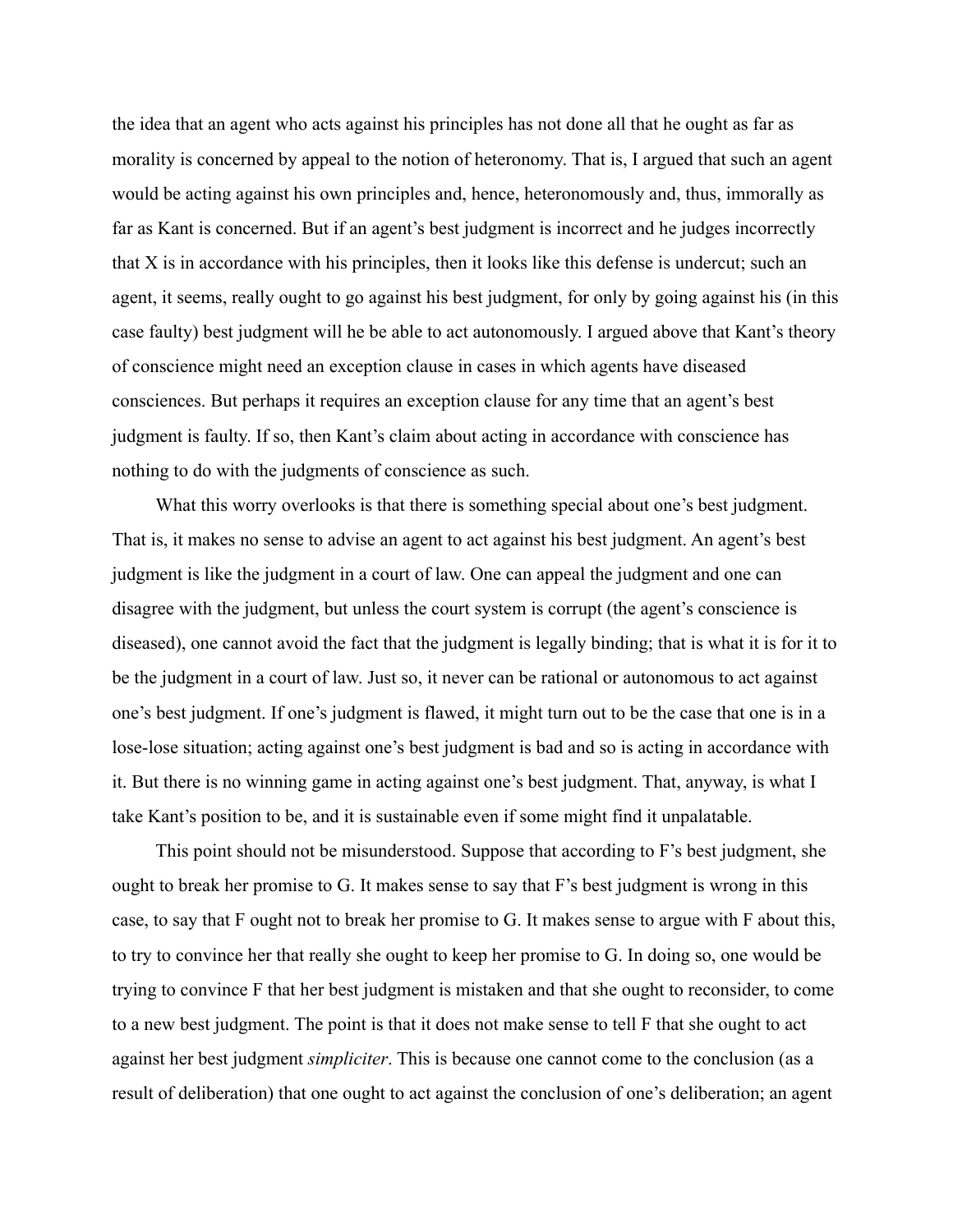the idea that an agent who acts against his principles has not done all that he ought as far as morality is concerned by appeal to the notion of heteronomy. That is, I argued that such an agent would be acting against his own principles and, hence, heteronomously and, thus, immorally as far as Kant is concerned. But if an agent's best judgment is incorrect and he judges incorrectly that X is in accordance with his principles, then it looks like this defense is undercut; such an agent, it seems, really ought to go against his best judgment, for only by going against his (in this case faulty) best judgment will he be able to act autonomously. I argued above that Kant's theory of conscience might need an exception clause in cases in which agents have diseased consciences. But perhaps it requires an exception clause for any time that an agent's best judgment is faulty. If so, then Kant's claim about acting in accordance with conscience has nothing to do with the judgments of conscience as such.

What this worry overlooks is that there is something special about one's best judgment. That is, it makes no sense to advise an agent to act against his best judgment. An agent's best judgment is like the judgment in a court of law. One can appeal the judgment and one can disagree with the judgment, but unless the court system is corrupt (the agent's conscience is diseased), one cannot avoid the fact that the judgment is legally binding; that is what it is for it to be the judgment in a court of law. Just so, it never can be rational or autonomous to act against one's best judgment. If one's judgment is flawed, it might turn out to be the case that one is in a lose-lose situation; acting against one's best judgment is bad and so is acting in accordance with it. But there is no winning game in acting against one's best judgment. That, anyway, is what I take Kant's position to be, and it is sustainable even if some might find it unpalatable.

This point should not be misunderstood. Suppose that according to F's best judgment, she ought to break her promise to G. It makes sense to say that F's best judgment is wrong in this case, to say that F ought not to break her promise to G. It makes sense to argue with F about this, to try to convince her that really she ought to keep her promise to G. In doing so, one would be trying to convince F that her best judgment is mistaken and that she ought to reconsider, to come to a new best judgment. The point is that it does not make sense to tell F that she ought to act against her best judgment *simpliciter*. This is because one cannot come to the conclusion (as a result of deliberation) that one ought to act against the conclusion of one's deliberation; an agent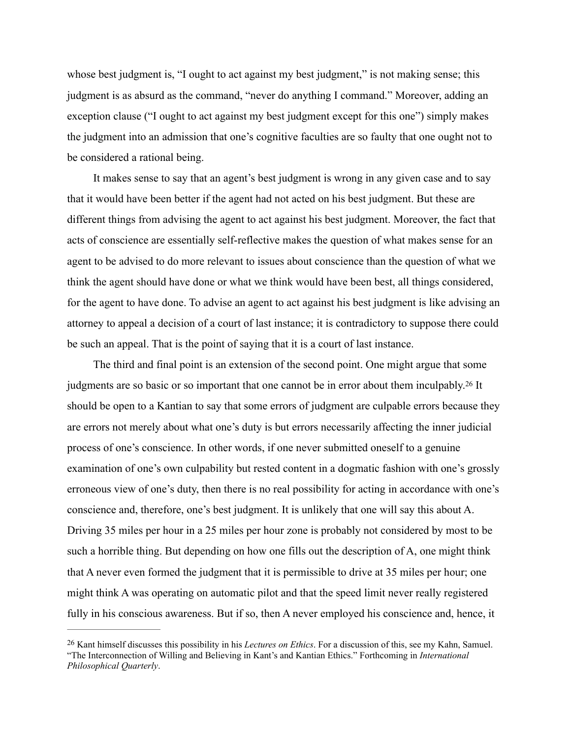whose best judgment is, "I ought to act against my best judgment," is not making sense; this judgment is as absurd as the command, "never do anything I command." Moreover, adding an exception clause ("I ought to act against my best judgment except for this one") simply makes the judgment into an admission that one's cognitive faculties are so faulty that one ought not to be considered a rational being.

It makes sense to say that an agent's best judgment is wrong in any given case and to say that it would have been better if the agent had not acted on his best judgment. But these are different things from advising the agent to act against his best judgment. Moreover, the fact that acts of conscience are essentially self-reflective makes the question of what makes sense for an agent to be advised to do more relevant to issues about conscience than the question of what we think the agent should have done or what we think would have been best, all things considered, for the agent to have done. To advise an agent to act against his best judgment is like advising an attorney to appeal a decision of a court of last instance; it is contradictory to suppose there could be such an appeal. That is the point of saying that it is a court of last instance.

The third and final point is an extension of the second point. One might argue that some judgments are so basic or so important that one cannot be in error about them inculpably.[26] It should be open to a Kantian to say that some errors of judgment are culpable errors because they are errors not merely about what one's duty is but errors necessarily affecting the inner judicial process of one's conscience. In other words, if one never submitted oneself to a genuine examination of one's own culpability but rested content in a dogmatic fashion with one's grossly erroneous view of one's duty, then there is no real possibility for acting in accordance with one's conscience and, therefore, one's best judgment. It is unlikely that one will say this about A. Driving 35 miles per hour in a 25 miles per hour zone is probably not considered by most to be such a horrible thing. But depending on how one fills out the description of A, one might think that A never even formed the judgment that it is permissible to drive at 35 miles per hour; one might think A was operating on automatic pilot and that the speed limit never really registered fully in his conscious awareness. But if so, then A never employed his conscience and, hence, it

---

[26] Kant himself discusses this possibility in his *Lectures on Ethics*. For a discussion of this, see my Kahn, Samuel. "The Interconnection of Willing and Believing in Kant's and Kantian Ethics." Forthcoming in *International Philosophical Quarterly*.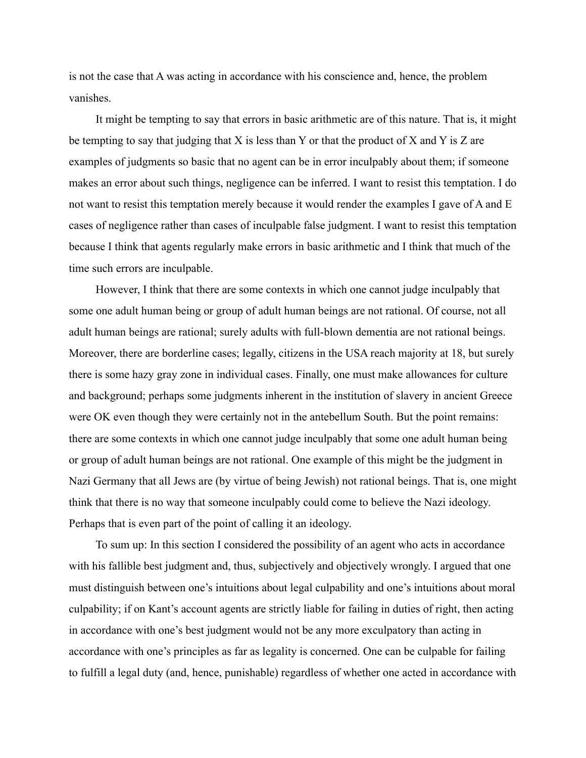is not the case that A was acting in accordance with his conscience and, hence, the problem vanishes.

It might be tempting to say that errors in basic arithmetic are of this nature. That is, it might be tempting to say that judging that X is less than Y or that the product of X and Y is Z are examples of judgments so basic that no agent can be in error inculpably about them; if someone makes an error about such things, negligence can be inferred. I want to resist this temptation. I do not want to resist this temptation merely because it would render the examples I gave of A and E cases of negligence rather than cases of inculpable false judgment. I want to resist this temptation because I think that agents regularly make errors in basic arithmetic and I think that much of the time such errors are inculpable.

However, I think that there are some contexts in which one cannot judge inculpably that some one adult human being or group of adult human beings are not rational. Of course, not all adult human beings are rational; surely adults with full-blown dementia are not rational beings. Moreover, there are borderline cases; legally, citizens in the USA reach majority at 18, but surely there is some hazy gray zone in individual cases. Finally, one must make allowances for culture and background; perhaps some judgments inherent in the institution of slavery in ancient Greece were OK even though they were certainly not in the antebellum South. But the point remains: there are some contexts in which one cannot judge inculpably that some one adult human being or group of adult human beings are not rational. One example of this might be the judgment in Nazi Germany that all Jews are (by virtue of being Jewish) not rational beings. That is, one might think that there is no way that someone inculpably could come to believe the Nazi ideology. Perhaps that is even part of the point of calling it an ideology.

To sum up: In this section I considered the possibility of an agent who acts in accordance with his fallible best judgment and, thus, subjectively and objectively wrongly. I argued that one must distinguish between one's intuitions about legal culpability and one's intuitions about moral culpability; if on Kant's account agents are strictly liable for failing in duties of right, then acting in accordance with one's best judgment would not be any more exculpatory than acting in accordance with one's principles as far as legality is concerned. One can be culpable for failing to fulfill a legal duty (and, hence, punishable) regardless of whether one acted in accordance with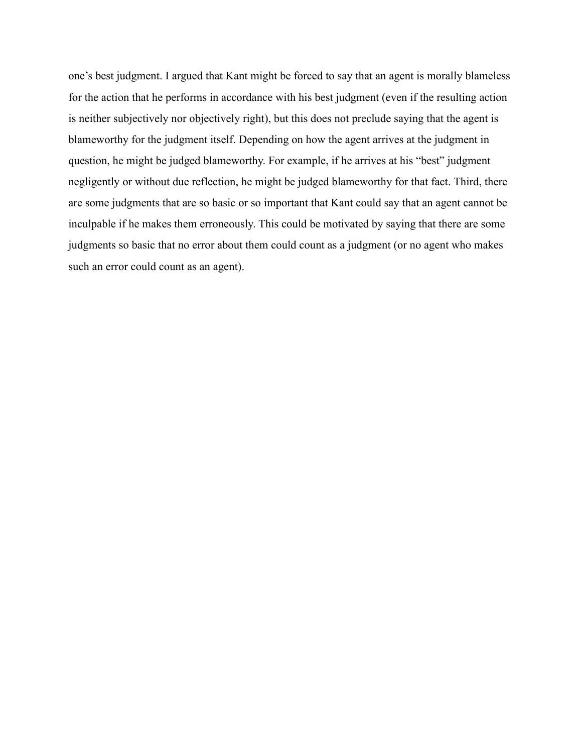one's best judgment. I argued that Kant might be forced to say that an agent is morally blameless for the action that he performs in accordance with his best judgment (even if the resulting action is neither subjectively nor objectively right), but this does not preclude saying that the agent is blameworthy for the judgment itself. Depending on how the agent arrives at the judgment in question, he might be judged blameworthy. For example, if he arrives at his "best" judgment negligently or without due reflection, he might be judged blameworthy for that fact. Third, there are some judgments that are so basic or so important that Kant could say that an agent cannot be inculpable if he makes them erroneously. This could be motivated by saying that there are some judgments so basic that no error about them could count as a judgment (or no agent who makes such an error could count as an agent).